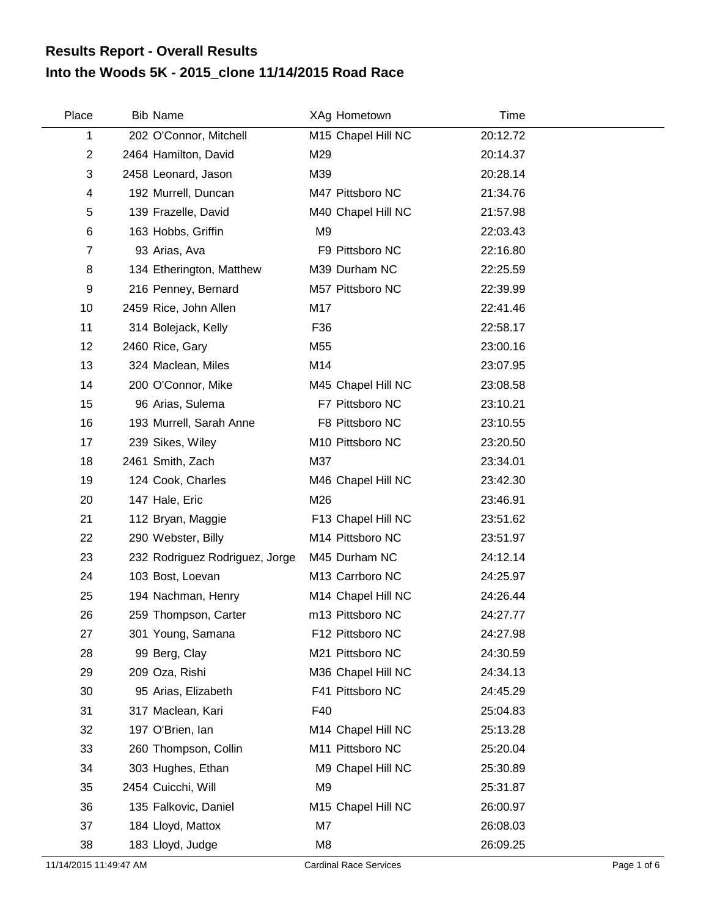## Results Report - Overall Results

## Into the Woods 5K - 2015_clone 11/14/2015 Road Race

| Place | Bib | Name | XAg | Hometown | Time |
|---|---|---|---|---|---|
| 1 | 202 | O'Connor, Mitchell | M15 | Chapel Hill NC | 20:12.72 |
| 2 | 2464 | Hamilton, David | M29 | | 20:14.37 |
| 3 | 2458 | Leonard, Jason | M39 | | 20:28.14 |
| 4 | 192 | Murrell, Duncan | M47 | Pittsboro NC | 21:34.76 |
| 5 | 139 | Frazelle, David | M40 | Chapel Hill NC | 21:57.98 |
| 6 | 163 | Hobbs, Griffin | M9 | | 22:03.43 |
| 7 | 93 | Arias, Ava | F9 | Pittsboro NC | 22:16.80 |
| 8 | 134 | Etherington, Matthew | M39 | Durham NC | 22:25.59 |
| 9 | 216 | Penney, Bernard | M57 | Pittsboro NC | 22:39.99 |
| 10 | 2459 | Rice, John Allen | M17 | | 22:41.46 |
| 11 | 314 | Bolejack, Kelly | F36 | | 22:58.17 |
| 12 | 2460 | Rice, Gary | M55 | | 23:00.16 |
| 13 | 324 | Maclean, Miles | M14 | | 23:07.95 |
| 14 | 200 | O'Connor, Mike | M45 | Chapel Hill NC | 23:08.58 |
| 15 | 96 | Arias, Sulema | F7 | Pittsboro NC | 23:10.21 |
| 16 | 193 | Murrell, Sarah Anne | F8 | Pittsboro NC | 23:10.55 |
| 17 | 239 | Sikes, Wiley | M10 | Pittsboro NC | 23:20.50 |
| 18 | 2461 | Smith, Zach | M37 | | 23:34.01 |
| 19 | 124 | Cook, Charles | M46 | Chapel Hill NC | 23:42.30 |
| 20 | 147 | Hale, Eric | M26 | | 23:46.91 |
| 21 | 112 | Bryan, Maggie | F13 | Chapel Hill NC | 23:51.62 |
| 22 | 290 | Webster, Billy | M14 | Pittsboro NC | 23:51.97 |
| 23 | 232 | Rodriguez Rodriguez, Jorge | M45 | Durham NC | 24:12.14 |
| 24 | 103 | Bost, Loevan | M13 | Carrboro NC | 24:25.97 |
| 25 | 194 | Nachman, Henry | M14 | Chapel Hill NC | 24:26.44 |
| 26 | 259 | Thompson, Carter | m13 | Pittsboro NC | 24:27.77 |
| 27 | 301 | Young, Samana | F12 | Pittsboro NC | 24:27.98 |
| 28 | 99 | Berg, Clay | M21 | Pittsboro NC | 24:30.59 |
| 29 | 209 | Oza, Rishi | M36 | Chapel Hill NC | 24:34.13 |
| 30 | 95 | Arias, Elizabeth | F41 | Pittsboro NC | 24:45.29 |
| 31 | 317 | Maclean, Kari | F40 | | 25:04.83 |
| 32 | 197 | O'Brien, Ian | M14 | Chapel Hill NC | 25:13.28 |
| 33 | 260 | Thompson, Collin | M11 | Pittsboro NC | 25:20.04 |
| 34 | 303 | Hughes, Ethan | M9 | Chapel Hill NC | 25:30.89 |
| 35 | 2454 | Cuicchi, Will | M9 | | 25:31.87 |
| 36 | 135 | Falkovic, Daniel | M15 | Chapel Hill NC | 26:00.97 |
| 37 | 184 | Lloyd, Mattox | M7 | | 26:08.03 |
| 38 | 183 | Lloyd, Judge | M8 | | 26:09.25 |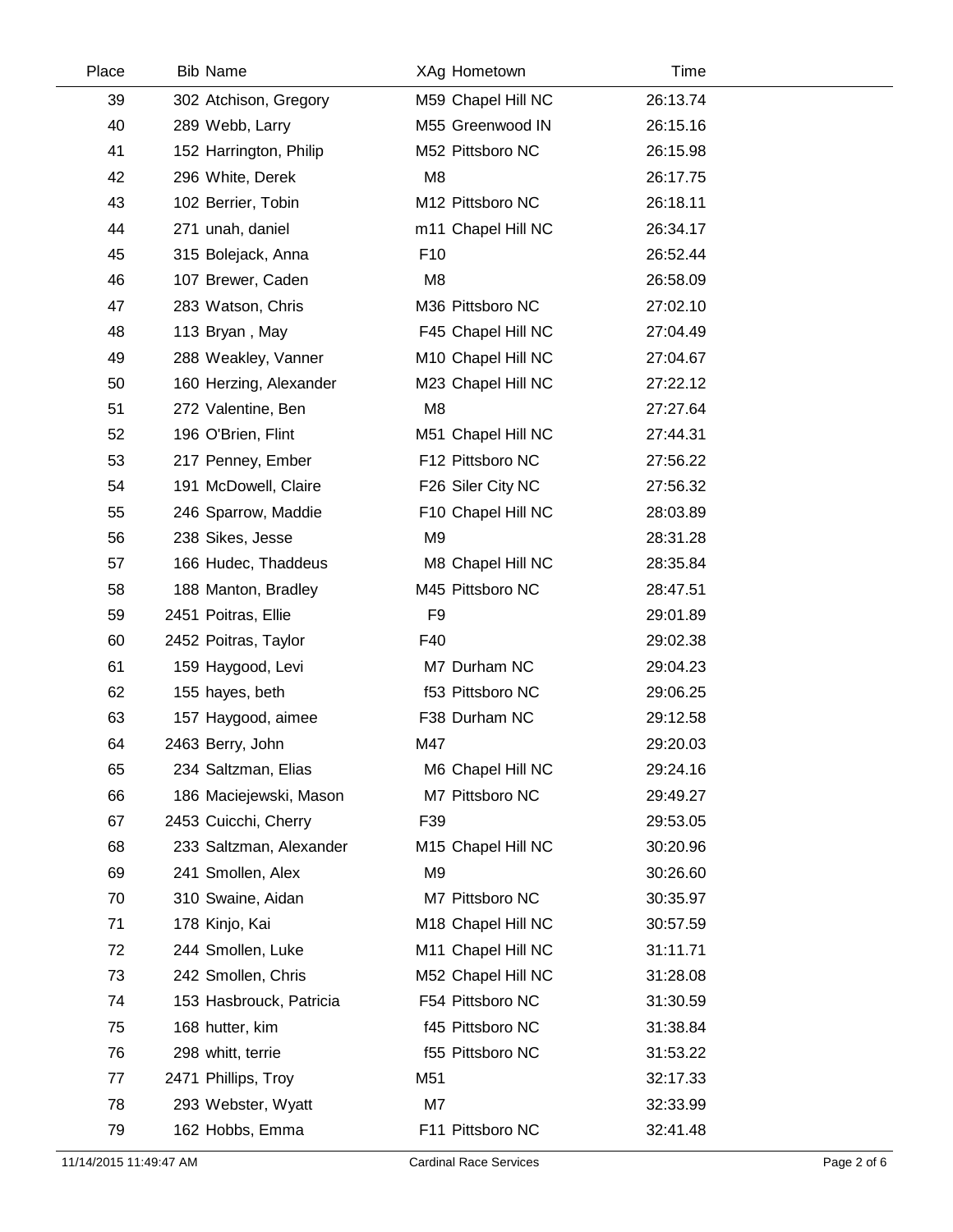| Place | Bib | Name | XAg | Hometown | Time |
|---|---|---|---|---|---|
| 39 | 302 | Atchison, Gregory | M59 | Chapel Hill NC | 26:13.74 |
| 40 | 289 | Webb, Larry | M55 | Greenwood IN | 26:15.16 |
| 41 | 152 | Harrington, Philip | M52 | Pittsboro NC | 26:15.98 |
| 42 | 296 | White, Derek | M8 | | 26:17.75 |
| 43 | 102 | Berrier, Tobin | M12 | Pittsboro NC | 26:18.11 |
| 44 | 271 | unah, daniel | m11 | Chapel Hill NC | 26:34.17 |
| 45 | 315 | Bolejack, Anna | F10 | | 26:52.44 |
| 46 | 107 | Brewer, Caden | M8 | | 26:58.09 |
| 47 | 283 | Watson, Chris | M36 | Pittsboro NC | 27:02.10 |
| 48 | 113 | Bryan , May | F45 | Chapel Hill NC | 27:04.49 |
| 49 | 288 | Weakley, Vanner | M10 | Chapel Hill NC | 27:04.67 |
| 50 | 160 | Herzing, Alexander | M23 | Chapel Hill NC | 27:22.12 |
| 51 | 272 | Valentine, Ben | M8 | | 27:27.64 |
| 52 | 196 | O'Brien, Flint | M51 | Chapel Hill NC | 27:44.31 |
| 53 | 217 | Penney, Ember | F12 | Pittsboro NC | 27:56.22 |
| 54 | 191 | McDowell, Claire | F26 | Siler City NC | 27:56.32 |
| 55 | 246 | Sparrow, Maddie | F10 | Chapel Hill NC | 28:03.89 |
| 56 | 238 | Sikes, Jesse | M9 | | 28:31.28 |
| 57 | 166 | Hudec, Thaddeus | M8 | Chapel Hill NC | 28:35.84 |
| 58 | 188 | Manton, Bradley | M45 | Pittsboro NC | 28:47.51 |
| 59 | 2451 | Poitras, Ellie | F9 | | 29:01.89 |
| 60 | 2452 | Poitras, Taylor | F40 | | 29:02.38 |
| 61 | 159 | Haygood, Levi | M7 | Durham NC | 29:04.23 |
| 62 | 155 | hayes, beth | f53 | Pittsboro NC | 29:06.25 |
| 63 | 157 | Haygood, aimee | F38 | Durham NC | 29:12.58 |
| 64 | 2463 | Berry, John | M47 | | 29:20.03 |
| 65 | 234 | Saltzman, Elias | M6 | Chapel Hill NC | 29:24.16 |
| 66 | 186 | Maciejewski, Mason | M7 | Pittsboro NC | 29:49.27 |
| 67 | 2453 | Cuicchi, Cherry | F39 | | 29:53.05 |
| 68 | 233 | Saltzman, Alexander | M15 | Chapel Hill NC | 30:20.96 |
| 69 | 241 | Smollen, Alex | M9 | | 30:26.60 |
| 70 | 310 | Swaine, Aidan | M7 | Pittsboro NC | 30:35.97 |
| 71 | 178 | Kinjo, Kai | M18 | Chapel Hill NC | 30:57.59 |
| 72 | 244 | Smollen, Luke | M11 | Chapel Hill NC | 31:11.71 |
| 73 | 242 | Smollen, Chris | M52 | Chapel Hill NC | 31:28.08 |
| 74 | 153 | Hasbrouck, Patricia | F54 | Pittsboro NC | 31:30.59 |
| 75 | 168 | hutter, kim | f45 | Pittsboro NC | 31:38.84 |
| 76 | 298 | whitt, terrie | f55 | Pittsboro NC | 31:53.22 |
| 77 | 2471 | Phillips, Troy | M51 | | 32:17.33 |
| 78 | 293 | Webster, Wyatt | M7 | | 32:33.99 |
| 79 | 162 | Hobbs, Emma | F11 | Pittsboro NC | 32:41.48 |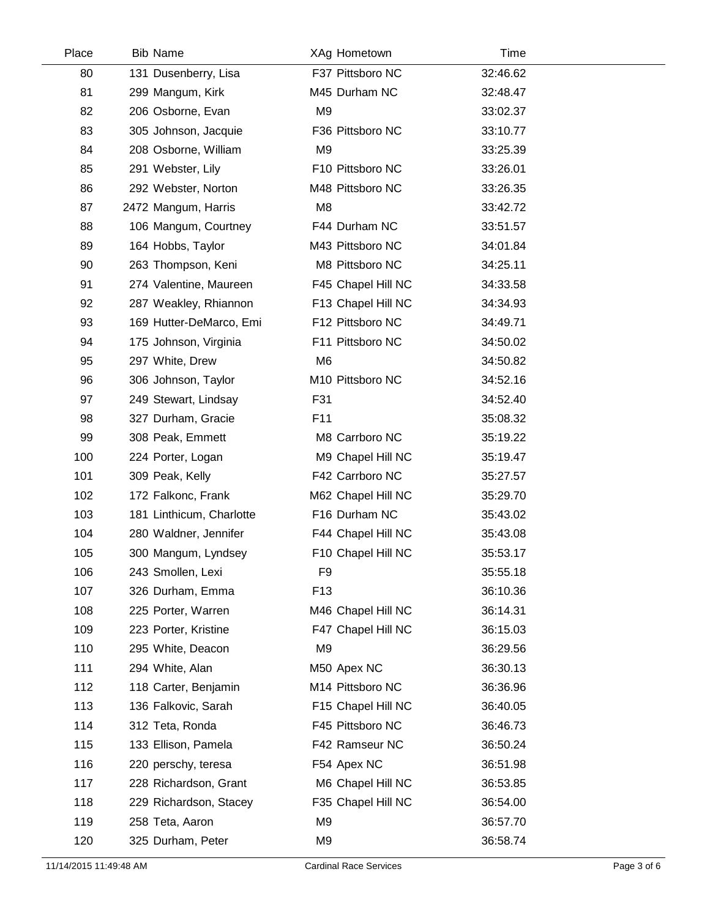| Place | Bib | Name | XAg | Hometown | Time |
|---|---|---|---|---|---|
| 80 | 131 | Dusenberry, Lisa | F37 | Pittsboro NC | 32:46.62 |
| 81 | 299 | Mangum, Kirk | M45 | Durham NC | 32:48.47 |
| 82 | 206 | Osborne, Evan | M9 | | 33:02.37 |
| 83 | 305 | Johnson, Jacquie | F36 | Pittsboro NC | 33:10.77 |
| 84 | 208 | Osborne, William | M9 | | 33:25.39 |
| 85 | 291 | Webster, Lily | F10 | Pittsboro NC | 33:26.01 |
| 86 | 292 | Webster, Norton | M48 | Pittsboro NC | 33:26.35 |
| 87 | 2472 | Mangum, Harris | M8 | | 33:42.72 |
| 88 | 106 | Mangum, Courtney | F44 | Durham NC | 33:51.57 |
| 89 | 164 | Hobbs, Taylor | M43 | Pittsboro NC | 34:01.84 |
| 90 | 263 | Thompson, Keni | M8 | Pittsboro NC | 34:25.11 |
| 91 | 274 | Valentine, Maureen | F45 | Chapel Hill NC | 34:33.58 |
| 92 | 287 | Weakley, Rhiannon | F13 | Chapel Hill NC | 34:34.93 |
| 93 | 169 | Hutter-DeMarco, Emi | F12 | Pittsboro NC | 34:49.71 |
| 94 | 175 | Johnson, Virginia | F11 | Pittsboro NC | 34:50.02 |
| 95 | 297 | White, Drew | M6 | | 34:50.82 |
| 96 | 306 | Johnson, Taylor | M10 | Pittsboro NC | 34:52.16 |
| 97 | 249 | Stewart, Lindsay | F31 | | 34:52.40 |
| 98 | 327 | Durham, Gracie | F11 | | 35:08.32 |
| 99 | 308 | Peak, Emmett | M8 | Carrboro NC | 35:19.22 |
| 100 | 224 | Porter, Logan | M9 | Chapel Hill NC | 35:19.47 |
| 101 | 309 | Peak, Kelly | F42 | Carrboro NC | 35:27.57 |
| 102 | 172 | Falkonc, Frank | M62 | Chapel Hill NC | 35:29.70 |
| 103 | 181 | Linthicum, Charlotte | F16 | Durham NC | 35:43.02 |
| 104 | 280 | Waldner, Jennifer | F44 | Chapel Hill NC | 35:43.08 |
| 105 | 300 | Mangum, Lyndsey | F10 | Chapel Hill NC | 35:53.17 |
| 106 | 243 | Smollen, Lexi | F9 | | 35:55.18 |
| 107 | 326 | Durham, Emma | F13 | | 36:10.36 |
| 108 | 225 | Porter, Warren | M46 | Chapel Hill NC | 36:14.31 |
| 109 | 223 | Porter, Kristine | F47 | Chapel Hill NC | 36:15.03 |
| 110 | 295 | White, Deacon | M9 | | 36:29.56 |
| 111 | 294 | White, Alan | M50 | Apex NC | 36:30.13 |
| 112 | 118 | Carter, Benjamin | M14 | Pittsboro NC | 36:36.96 |
| 113 | 136 | Falkovic, Sarah | F15 | Chapel Hill NC | 36:40.05 |
| 114 | 312 | Teta, Ronda | F45 | Pittsboro NC | 36:46.73 |
| 115 | 133 | Ellison, Pamela | F42 | Ramseur NC | 36:50.24 |
| 116 | 220 | perschy, teresa | F54 | Apex NC | 36:51.98 |
| 117 | 228 | Richardson, Grant | M6 | Chapel Hill NC | 36:53.85 |
| 118 | 229 | Richardson, Stacey | F35 | Chapel Hill NC | 36:54.00 |
| 119 | 258 | Teta, Aaron | M9 | | 36:57.70 |
| 120 | 325 | Durham, Peter | M9 | | 36:58.74 |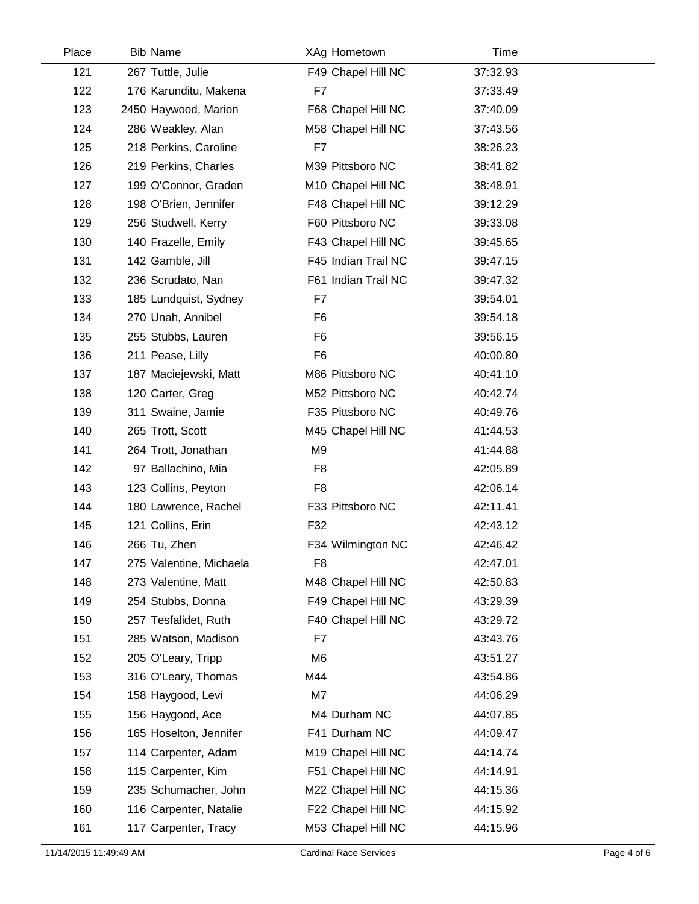| Place | Bib | Name | XAg | Hometown | Time |
|---|---|---|---|---|---|
| 121 | 267 | Tuttle, Julie | F49 | Chapel Hill NC | 37:32.93 |
| 122 | 176 | Karunditu, Makena | F7 | | 37:33.49 |
| 123 | 2450 | Haywood, Marion | F68 | Chapel Hill NC | 37:40.09 |
| 124 | 286 | Weakley, Alan | M58 | Chapel Hill NC | 37:43.56 |
| 125 | 218 | Perkins, Caroline | F7 | | 38:26.23 |
| 126 | 219 | Perkins, Charles | M39 | Pittsboro NC | 38:41.82 |
| 127 | 199 | O'Connor, Graden | M10 | Chapel Hill NC | 38:48.91 |
| 128 | 198 | O'Brien, Jennifer | F48 | Chapel Hill NC | 39:12.29 |
| 129 | 256 | Studwell, Kerry | F60 | Pittsboro NC | 39:33.08 |
| 130 | 140 | Frazelle, Emily | F43 | Chapel Hill NC | 39:45.65 |
| 131 | 142 | Gamble, Jill | F45 | Indian Trail NC | 39:47.15 |
| 132 | 236 | Scrudato, Nan | F61 | Indian Trail NC | 39:47.32 |
| 133 | 185 | Lundquist, Sydney | F7 | | 39:54.01 |
| 134 | 270 | Unah, Annibel | F6 | | 39:54.18 |
| 135 | 255 | Stubbs, Lauren | F6 | | 39:56.15 |
| 136 | 211 | Pease, Lilly | F6 | | 40:00.80 |
| 137 | 187 | Maciejewski, Matt | M86 | Pittsboro NC | 40:41.10 |
| 138 | 120 | Carter, Greg | M52 | Pittsboro NC | 40:42.74 |
| 139 | 311 | Swaine, Jamie | F35 | Pittsboro NC | 40:49.76 |
| 140 | 265 | Trott, Scott | M45 | Chapel Hill NC | 41:44.53 |
| 141 | 264 | Trott, Jonathan | M9 | | 41:44.88 |
| 142 | 97 | Ballachino, Mia | F8 | | 42:05.89 |
| 143 | 123 | Collins, Peyton | F8 | | 42:06.14 |
| 144 | 180 | Lawrence, Rachel | F33 | Pittsboro NC | 42:11.41 |
| 145 | 121 | Collins, Erin | F32 | | 42:43.12 |
| 146 | 266 | Tu, Zhen | F34 | Wilmington NC | 42:46.42 |
| 147 | 275 | Valentine, Michaela | F8 | | 42:47.01 |
| 148 | 273 | Valentine, Matt | M48 | Chapel Hill NC | 42:50.83 |
| 149 | 254 | Stubbs, Donna | F49 | Chapel Hill NC | 43:29.39 |
| 150 | 257 | Tesfalidet, Ruth | F40 | Chapel Hill NC | 43:29.72 |
| 151 | 285 | Watson, Madison | F7 | | 43:43.76 |
| 152 | 205 | O'Leary, Tripp | M6 | | 43:51.27 |
| 153 | 316 | O'Leary, Thomas | M44 | | 43:54.86 |
| 154 | 158 | Haygood, Levi | M7 | | 44:06.29 |
| 155 | 156 | Haygood, Ace | M4 | Durham NC | 44:07.85 |
| 156 | 165 | Hoselton, Jennifer | F41 | Durham NC | 44:09.47 |
| 157 | 114 | Carpenter, Adam | M19 | Chapel Hill NC | 44:14.74 |
| 158 | 115 | Carpenter, Kim | F51 | Chapel Hill NC | 44:14.91 |
| 159 | 235 | Schumacher, John | M22 | Chapel Hill NC | 44:15.36 |
| 160 | 116 | Carpenter, Natalie | F22 | Chapel Hill NC | 44:15.92 |
| 161 | 117 | Carpenter, Tracy | M53 | Chapel Hill NC | 44:15.96 |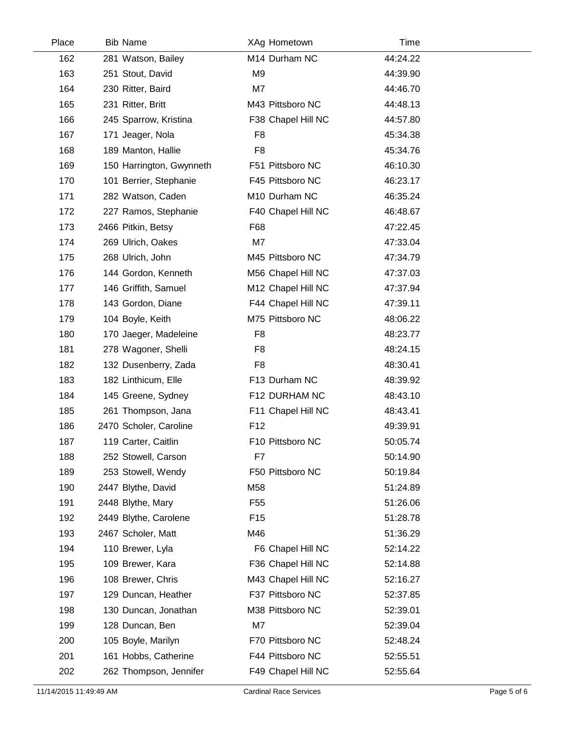| Place | Bib | Name | XAg | Hometown | Time |
| --- | --- | --- | --- | --- | --- |
| 162 | 281 | Watson, Bailey | M14 | Durham NC | 44:24.22 |
| 163 | 251 | Stout, David | M9 | | 44:39.90 |
| 164 | 230 | Ritter, Baird | M7 | | 44:46.70 |
| 165 | 231 | Ritter, Britt | M43 | Pittsboro NC | 44:48.13 |
| 166 | 245 | Sparrow, Kristina | F38 | Chapel Hill NC | 44:57.80 |
| 167 | 171 | Jeager, Nola | F8 | | 45:34.38 |
| 168 | 189 | Manton, Hallie | F8 | | 45:34.76 |
| 169 | 150 | Harrington, Gwynneth | F51 | Pittsboro NC | 46:10.30 |
| 170 | 101 | Berrier, Stephanie | F45 | Pittsboro NC | 46:23.17 |
| 171 | 282 | Watson, Caden | M10 | Durham NC | 46:35.24 |
| 172 | 227 | Ramos, Stephanie | F40 | Chapel Hill NC | 46:48.67 |
| 173 | 2466 | Pitkin, Betsy | F68 | | 47:22.45 |
| 174 | 269 | Ulrich, Oakes | M7 | | 47:33.04 |
| 175 | 268 | Ulrich, John | M45 | Pittsboro NC | 47:34.79 |
| 176 | 144 | Gordon, Kenneth | M56 | Chapel Hill NC | 47:37.03 |
| 177 | 146 | Griffith, Samuel | M12 | Chapel Hill NC | 47:37.94 |
| 178 | 143 | Gordon, Diane | F44 | Chapel Hill NC | 47:39.11 |
| 179 | 104 | Boyle, Keith | M75 | Pittsboro NC | 48:06.22 |
| 180 | 170 | Jaeger, Madeleine | F8 | | 48:23.77 |
| 181 | 278 | Wagoner, Shelli | F8 | | 48:24.15 |
| 182 | 132 | Dusenberry, Zada | F8 | | 48:30.41 |
| 183 | 182 | Linthicum, Elle | F13 | Durham NC | 48:39.92 |
| 184 | 145 | Greene, Sydney | F12 | DURHAM NC | 48:43.10 |
| 185 | 261 | Thompson, Jana | F11 | Chapel Hill NC | 48:43.41 |
| 186 | 2470 | Scholer, Caroline | F12 | | 49:39.91 |
| 187 | 119 | Carter, Caitlin | F10 | Pittsboro NC | 50:05.74 |
| 188 | 252 | Stowell, Carson | F7 | | 50:14.90 |
| 189 | 253 | Stowell, Wendy | F50 | Pittsboro NC | 50:19.84 |
| 190 | 2447 | Blythe, David | M58 | | 51:24.89 |
| 191 | 2448 | Blythe, Mary | F55 | | 51:26.06 |
| 192 | 2449 | Blythe, Carolene | F15 | | 51:28.78 |
| 193 | 2467 | Scholer, Matt | M46 | | 51:36.29 |
| 194 | 110 | Brewer, Lyla | F6 | Chapel Hill NC | 52:14.22 |
| 195 | 109 | Brewer, Kara | F36 | Chapel Hill NC | 52:14.88 |
| 196 | 108 | Brewer, Chris | M43 | Chapel Hill NC | 52:16.27 |
| 197 | 129 | Duncan, Heather | F37 | Pittsboro NC | 52:37.85 |
| 198 | 130 | Duncan, Jonathan | M38 | Pittsboro NC | 52:39.01 |
| 199 | 128 | Duncan, Ben | M7 | | 52:39.04 |
| 200 | 105 | Boyle, Marilyn | F70 | Pittsboro NC | 52:48.24 |
| 201 | 161 | Hobbs, Catherine | F44 | Pittsboro NC | 52:55.51 |
| 202 | 262 | Thompson, Jennifer | F49 | Chapel Hill NC | 52:55.64 |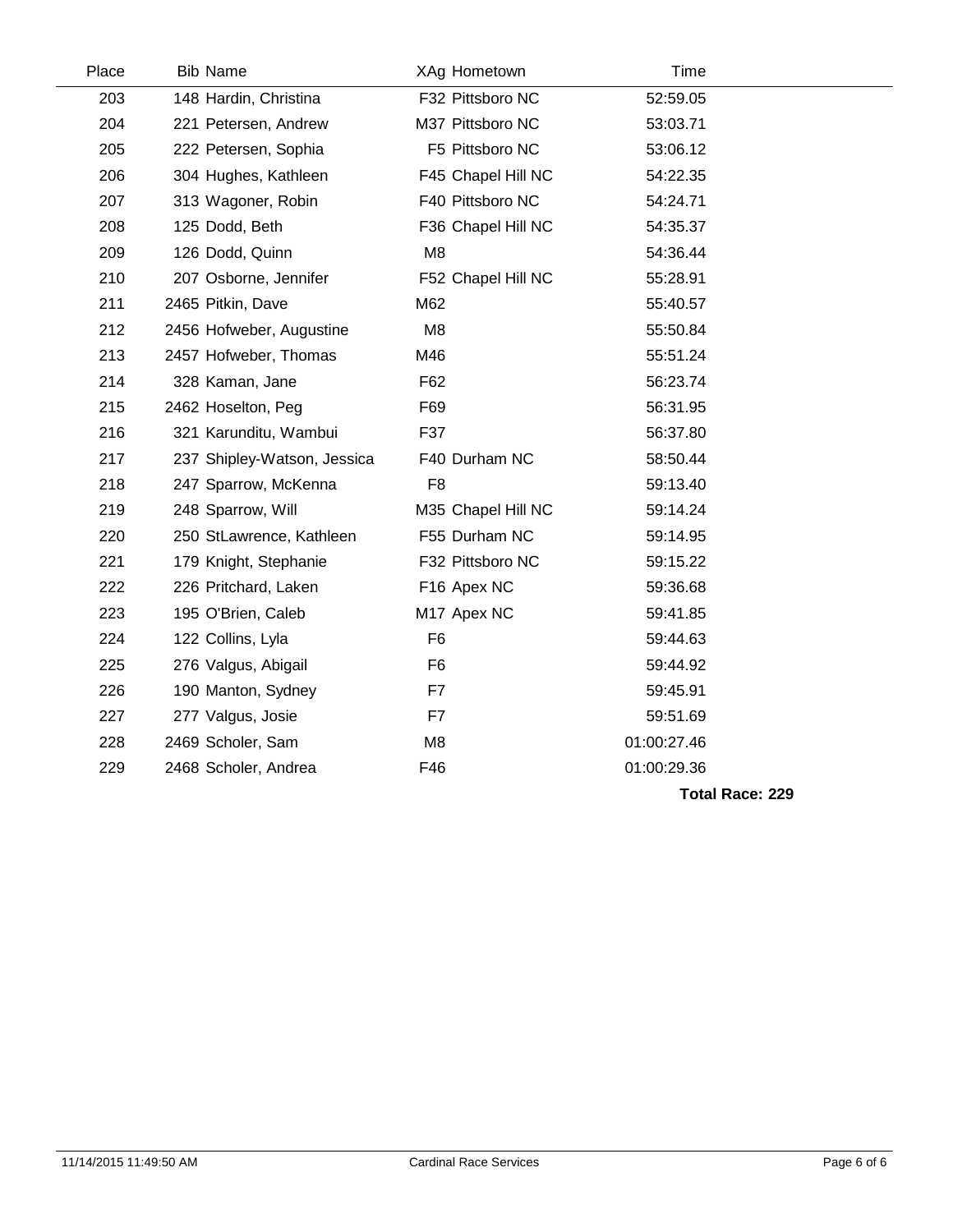| Place | Bib | Name | XAg | Hometown | Time |
|---|---|---|---|---|---|
| 203 | 148 | Hardin, Christina | F32 | Pittsboro NC | 52:59.05 |
| 204 | 221 | Petersen, Andrew | M37 | Pittsboro NC | 53:03.71 |
| 205 | 222 | Petersen, Sophia | F5 | Pittsboro NC | 53:06.12 |
| 206 | 304 | Hughes, Kathleen | F45 | Chapel Hill NC | 54:22.35 |
| 207 | 313 | Wagoner, Robin | F40 | Pittsboro NC | 54:24.71 |
| 208 | 125 | Dodd, Beth | F36 | Chapel Hill NC | 54:35.37 |
| 209 | 126 | Dodd, Quinn | M8 | | 54:36.44 |
| 210 | 207 | Osborne, Jennifer | F52 | Chapel Hill NC | 55:28.91 |
| 211 | 2465 | Pitkin, Dave | M62 | | 55:40.57 |
| 212 | 2456 | Hofweber, Augustine | M8 | | 55:50.84 |
| 213 | 2457 | Hofweber, Thomas | M46 | | 55:51.24 |
| 214 | 328 | Kaman, Jane | F62 | | 56:23.74 |
| 215 | 2462 | Hoselton, Peg | F69 | | 56:31.95 |
| 216 | 321 | Karunditu, Wambui | F37 | | 56:37.80 |
| 217 | 237 | Shipley-Watson, Jessica | F40 | Durham NC | 58:50.44 |
| 218 | 247 | Sparrow, McKenna | F8 | | 59:13.40 |
| 219 | 248 | Sparrow, Will | M35 | Chapel Hill NC | 59:14.24 |
| 220 | 250 | StLawrence, Kathleen | F55 | Durham NC | 59:14.95 |
| 221 | 179 | Knight, Stephanie | F32 | Pittsboro NC | 59:15.22 |
| 222 | 226 | Pritchard, Laken | F16 | Apex NC | 59:36.68 |
| 223 | 195 | O'Brien, Caleb | M17 | Apex NC | 59:41.85 |
| 224 | 122 | Collins, Lyla | F6 | | 59:44.63 |
| 225 | 276 | Valgus, Abigail | F6 | | 59:44.92 |
| 226 | 190 | Manton, Sydney | F7 | | 59:45.91 |
| 227 | 277 | Valgus, Josie | F7 | | 59:51.69 |
| 228 | 2469 | Scholer, Sam | M8 | | 01:00:27.46 |
| 229 | 2468 | Scholer, Andrea | F46 | | 01:00:29.36 |

**Total Race: 229**

11/14/2015 11:49:50 AM Cardinal Race Services